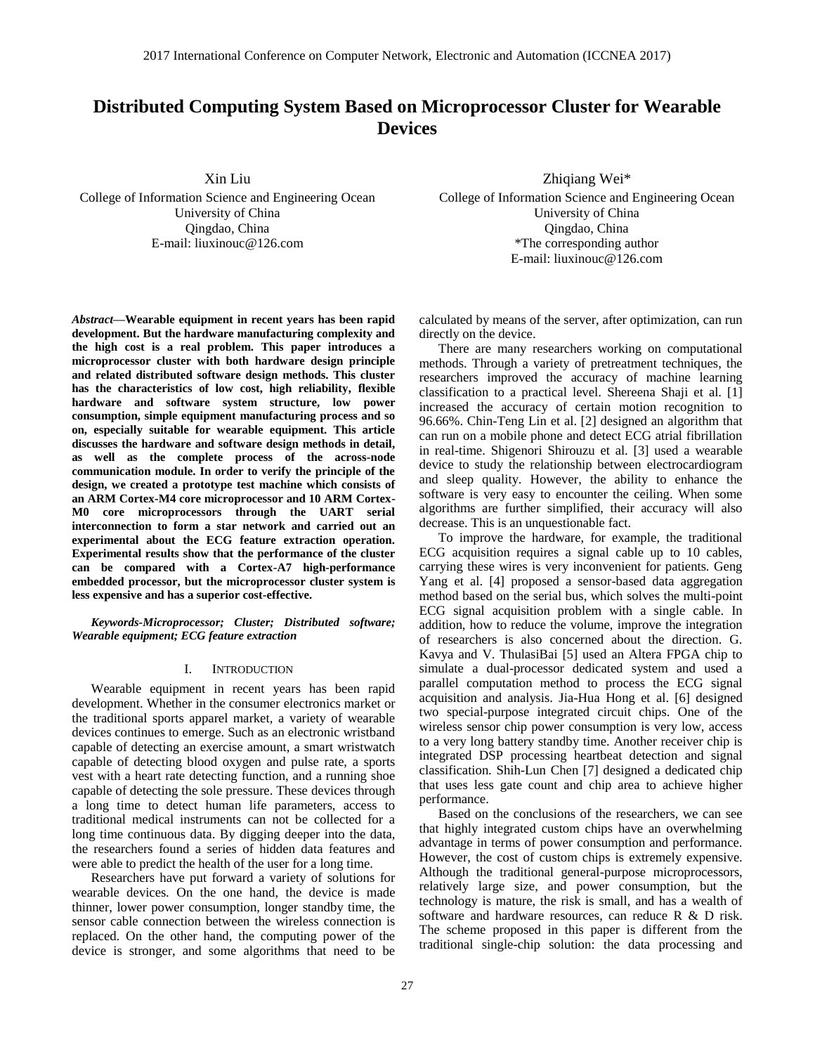# Distributed Computing System Based on Microprocessor Cluster for Wearable Devices

Xin Liu
College of Information Science and Engineering Ocean University of China
Qingdao, China
E-mail: liuxinouc@126.com

Zhiqiang Wei*
College of Information Science and Engineering Ocean University of China
Qingdao, China
*The corresponding author
E-mail: liuxinouc@126.com

***Abstract*—Wearable equipment in recent years has been rapid development. But the hardware manufacturing complexity and the high cost is a real problem. This paper introduces a microprocessor cluster with both hardware design principle and related distributed software design methods. This cluster has the characteristics of low cost, high reliability, flexible hardware and software system structure, low power consumption, simple equipment manufacturing process and so on, especially suitable for wearable equipment. This article discusses the hardware and software design methods in detail, as well as the complete process of the across-node communication module. In order to verify the principle of the design, we created a prototype test machine which consists of an ARM Cortex-M4 core microprocessor and 10 ARM Cortex-M0 core microprocessors through the UART serial interconnection to form a star network and carried out an experimental about the ECG feature extraction operation. Experimental results show that the performance of the cluster can be compared with a Cortex-A7 high-performance embedded processor, but the microprocessor cluster system is less expensive and has a superior cost-effective.**

***Keywords-Microprocessor; Cluster; Distributed software; Wearable equipment; ECG feature extraction***

## I. Introduction

Wearable equipment in recent years has been rapid development. Whether in the consumer electronics market or the traditional sports apparel market, a variety of wearable devices continues to emerge. Such as an electronic wristband capable of detecting an exercise amount, a smart wristwatch capable of detecting blood oxygen and pulse rate, a sports vest with a heart rate detecting function, and a running shoe capable of detecting the sole pressure. These devices through a long time to detect human life parameters, access to traditional medical instruments can not be collected for a long time continuous data. By digging deeper into the data, the researchers found a series of hidden data features and were able to predict the health of the user for a long time.

Researchers have put forward a variety of solutions for wearable devices. On the one hand, the device is made thinner, lower power consumption, longer standby time, the sensor cable connection between the wireless connection is replaced. On the other hand, the computing power of the device is stronger, and some algorithms that need to be calculated by means of the server, after optimization, can run directly on the device.

There are many researchers working on computational methods. Through a variety of pretreatment techniques, the researchers improved the accuracy of machine learning classification to a practical level. Shereena Shaji et al. [1] increased the accuracy of certain motion recognition to 96.66%. Chin-Teng Lin et al. [2] designed an algorithm that can run on a mobile phone and detect ECG atrial fibrillation in real-time. Shigenori Shirouzu et al. [3] used a wearable device to study the relationship between electrocardiogram and sleep quality. However, the ability to enhance the software is very easy to encounter the ceiling. When some algorithms are further simplified, their accuracy will also decrease. This is an unquestionable fact.

To improve the hardware, for example, the traditional ECG acquisition requires a signal cable up to 10 cables, carrying these wires is very inconvenient for patients. Geng Yang et al. [4] proposed a sensor-based data aggregation method based on the serial bus, which solves the multi-point ECG signal acquisition problem with a single cable. In addition, how to reduce the volume, improve the integration of researchers is also concerned about the direction. G. Kavya and V. ThulasiBai [5] used an Altera FPGA chip to simulate a dual-processor dedicated system and used a parallel computation method to process the ECG signal acquisition and analysis. Jia-Hua Hong et al. [6] designed two special-purpose integrated circuit chips. One of the wireless sensor chip power consumption is very low, access to a very long battery standby time. Another receiver chip is integrated DSP processing heartbeat detection and signal classification. Shih-Lun Chen [7] designed a dedicated chip that uses less gate count and chip area to achieve higher performance.

Based on the conclusions of the researchers, we can see that highly integrated custom chips have an overwhelming advantage in terms of power consumption and performance. However, the cost of custom chips is extremely expensive. Although the traditional general-purpose microprocessors, relatively large size, and power consumption, but the technology is mature, the risk is small, and has a wealth of software and hardware resources, can reduce R & D risk. The scheme proposed in this paper is different from the traditional single-chip solution: the data processing and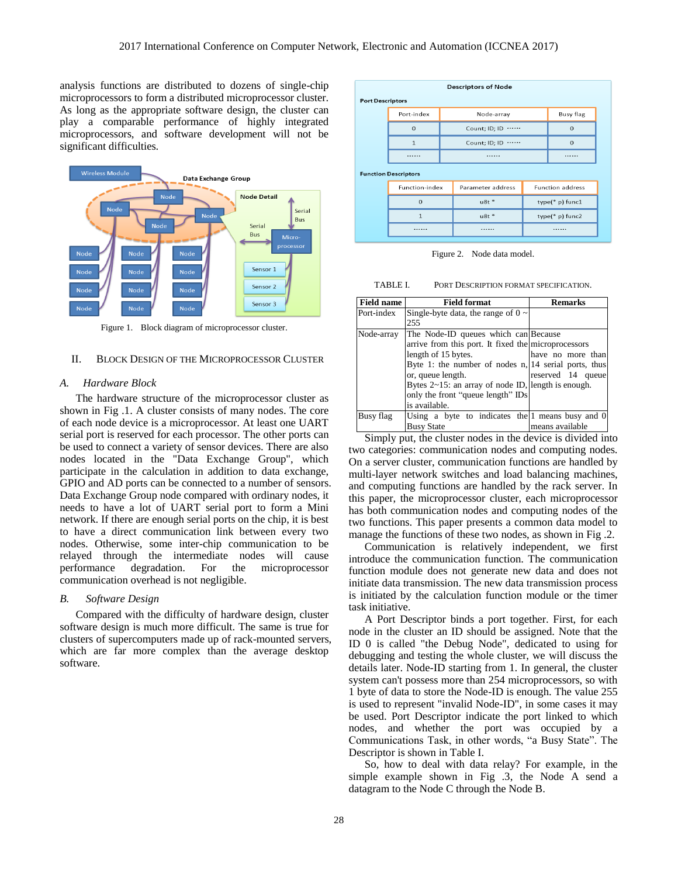analysis functions are distributed to dozens of single-chip microprocessors to form a distributed microprocessor cluster. As long as the appropriate software design, the cluster can play a comparable performance of highly integrated microprocessors, and software development will not be significant difficulties.

Figure 1. Block diagram of microprocessor cluster.

## II. Block Design of the Microprocessor Cluster

### A. Hardware Block

The hardware structure of the microprocessor cluster as shown in Fig .1. A cluster consists of many nodes. The core of each node device is a microprocessor. At least one UART serial port is reserved for each processor. The other ports can be used to connect a variety of sensor devices. There are also nodes located in the "Data Exchange Group", which participate in the calculation in addition to data exchange, GPIO and AD ports can be connected to a number of sensors. Data Exchange Group node compared with ordinary nodes, it needs to have a lot of UART serial port to form a Mini network. If there are enough serial ports on the chip, it is best to have a direct communication link between every two nodes. Otherwise, some inter-chip communication to be relayed through the intermediate nodes will cause performance degradation. For the microprocessor communication overhead is not negligible.

### B. Software Design

Compared with the difficulty of hardware design, cluster software design is much more difficult. The same is true for clusters of supercomputers made up of rack-mounted servers, which are far more complex than the average desktop software.

Figure 2. Node data model.

TABLE I. Port Description Format Specification.

| Field name | Field format | Remarks |
|---|---|---|
| Port-index | Single-byte data, the range of 0 ~ 255 | |
| Node-array | The Node-ID queues which can arrive from this port. It fixed the length of 15 bytes.<br>Byte 1: the number of nodes n, or, queue length.<br>Bytes 2~15: an array of node ID, only the front "queue length" IDs is available. | Because microprocessors have no more than 14 serial ports, thus reserved 14 queue length is enough. |
| Busy flag | Using a byte to indicates the Busy State | 1 means busy and 0 means available |

Simply put, the cluster nodes in the device is divided into two categories: communication nodes and computing nodes. On a server cluster, communication functions are handled by multi-layer network switches and load balancing machines, and computing functions are handled by the rack server. In this paper, the microprocessor cluster, each microprocessor has both communication nodes and computing nodes of the two functions. This paper presents a common data model to manage the functions of these two nodes, as shown in Fig .2.

Communication is relatively independent, we first introduce the communication function. The communication function module does not generate new data and does not initiate data transmission. The new data transmission process is initiated by the calculation function module or the timer task initiative.

A Port Descriptor binds a port together. First, for each node in the cluster an ID should be assigned. Note that the ID 0 is called "the Debug Node", dedicated to using for debugging and testing the whole cluster, we will discuss the details later. Node-ID starting from 1. In general, the cluster system can't possess more than 254 microprocessors, so with 1 byte of data to store the Node-ID is enough. The value 255 is used to represent "invalid Node-ID", in some cases it may be used. Port Descriptor indicate the port linked to which nodes, and whether the port was occupied by a Communications Task, in other words, "a Busy State". The Descriptor is shown in Table I.

So, how to deal with data relay? For example, in the simple example shown in Fig .3, the Node A send a datagram to the Node C through the Node B.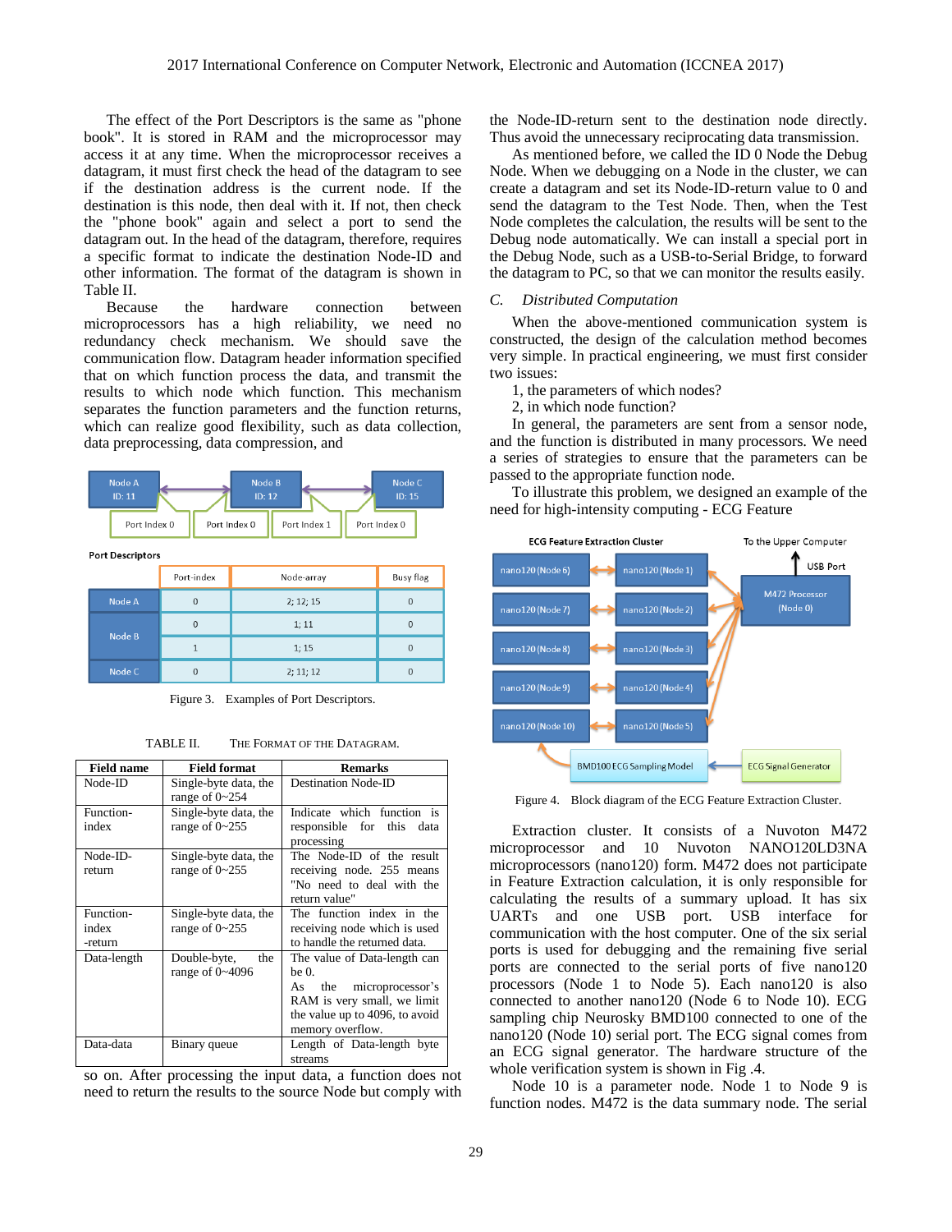The effect of the Port Descriptors is the same as "phone book". It is stored in RAM and the microprocessor may access it at any time. When the microprocessor receives a datagram, it must first check the head of the datagram to see if the destination address is the current node. If the destination is this node, then deal with it. If not, then check the "phone book" again and select a port to send the datagram out. In the head of the datagram, therefore, requires a specific format to indicate the destination Node-ID and other information. The format of the datagram is shown in Table II.

Because the hardware connection between microprocessors has a high reliability, we need no redundancy check mechanism. We should save the communication flow. Datagram header information specified that on which function process the data, and transmit the results to which node which function. This mechanism separates the function parameters and the function returns, which can realize good flexibility, such as data collection, data preprocessing, data compression, and so on. After processing the input data, a function does not need to return the results to the source Node but comply with the Node-ID-return sent to the destination node directly. Thus avoid the unnecessary reciprocating data transmission.

| | Port-index | Node-array | Busy flag |
|---|---|---|---|
| Node A | 0 | 2; 12; 15 | 0 |
| Node B | 0 | 1; 11 | 0 |
| | 1 | 1; 15 | 0 |
| Node C | 0 | 2; 11; 12 | 0 |

Figure 3. Examples of Port Descriptors.

TABLE II. THE FORMAT OF THE DATAGRAM.

| Field name | Field format | Remarks |
|---|---|---|
| Node-ID | Single-byte data, the range of 0~254 | Destination Node-ID |
| Function-index | Single-byte data, the range of 0~255 | Indicate which function is responsible for this data processing |
| Node-ID-return | Single-byte data, the range of 0~255 | The Node-ID of the result receiving node. 255 means "No need to deal with the return value" |
| Function-index -return | Single-byte data, the range of 0~255 | The function index in the receiving node which is used to handle the returned data. |
| Data-length | Double-byte, the range of 0~4096 | The value of Data-length can be 0. As the microprocessor's RAM is very small, we limit the value up to 4096, to avoid memory overflow. |
| Data-data | Binary queue | Length of Data-length byte streams |

As mentioned before, we called the ID 0 Node the Debug Node. When we debugging on a Node in the cluster, we can create a datagram and set its Node-ID-return value to 0 and send the datagram to the Test Node. Then, when the Test Node completes the calculation, the results will be sent to the Debug node automatically. We can install a special port in the Debug Node, such as a USB-to-Serial Bridge, to forward the datagram to PC, so that we can monitor the results easily.

### C. *Distributed Computation*

When the above-mentioned communication system is constructed, the design of the calculation method becomes very simple. In practical engineering, we must first consider two issues:

1, the parameters of which nodes?

2, in which node function?

In general, the parameters are sent from a sensor node, and the function is distributed in many processors. We need a series of strategies to ensure that the parameters can be passed to the appropriate function node.

To illustrate this problem, we designed an example of the need for high-intensity computing - ECG Feature Extraction cluster. It consists of a Nuvoton M472 microprocessor and 10 Nuvoton NANO120LD3NA microprocessors (nano120) form. M472 does not participate in Feature Extraction calculation, it is only responsible for calculating the results of a summary upload. It has six UARTs and one USB port. USB interface for communication with the host computer. One of the six serial ports is used for debugging and the remaining five serial ports are connected to the serial ports of five nano120 processors (Node 1 to Node 5). Each nano120 is also connected to another nano120 (Node 6 to Node 10). ECG sampling chip Neurosky BMD100 connected to one of the nano120 (Node 10) serial port. The ECG signal comes from an ECG signal generator. The hardware structure of the whole verification system is shown in Fig .4.

Figure 4. Block diagram of the ECG Feature Extraction Cluster.

Node 10 is a parameter node. Node 1 to Node 9 is function nodes. M472 is the data summary node. The serial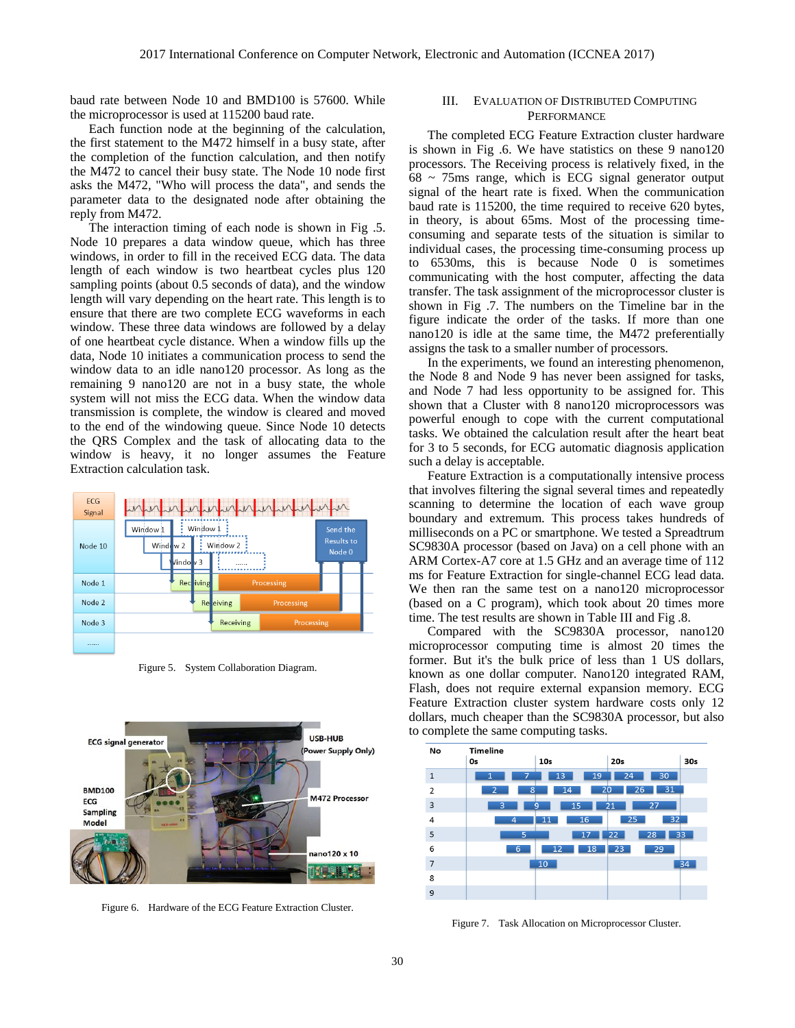baud rate between Node 10 and BMD100 is 57600. While the microprocessor is used at 115200 baud rate.

Each function node at the beginning of the calculation, the first statement to the M472 himself in a busy state, after the completion of the function calculation, and then notify the M472 to cancel their busy state. The Node 10 node first asks the M472, "Who will process the data", and sends the parameter data to the designated node after obtaining the reply from M472.

The interaction timing of each node is shown in Fig .5. Node 10 prepares a data window queue, which has three windows, in order to fill in the received ECG data. The data length of each window is two heartbeat cycles plus 120 sampling points (about 0.5 seconds of data), and the window length will vary depending on the heart rate. This length is to ensure that there are two complete ECG waveforms in each window. These three data windows are followed by a delay of one heartbeat cycle distance. When a window fills up the data, Node 10 initiates a communication process to send the window data to an idle nano120 processor. As long as the remaining 9 nano120 are not in a busy state, the whole system will not miss the ECG data. When the window data transmission is complete, the window is cleared and moved to the end of the windowing queue. Since Node 10 detects the QRS Complex and the task of allocating data to the window is heavy, it no longer assumes the Feature Extraction calculation task.

Figure 5. System Collaboration Diagram.

Figure 6. Hardware of the ECG Feature Extraction Cluster.

## III. Evaluation of Distributed Computing Performance

The completed ECG Feature Extraction cluster hardware is shown in Fig .6. We have statistics on these 9 nano120 processors. The Receiving process is relatively fixed, in the 68 ~ 75ms range, which is ECG signal generator output signal of the heart rate is fixed. When the communication baud rate is 115200, the time required to receive 620 bytes, in theory, is about 65ms. Most of the processing time-consuming and separate tests of the situation is similar to individual cases, the processing time-consuming process up to 6530ms, this is because Node 0 is sometimes communicating with the host computer, affecting the data transfer. The task assignment of the microprocessor cluster is shown in Fig .7. The numbers on the Timeline bar in the figure indicate the order of the tasks. If more than one nano120 is idle at the same time, the M472 preferentially assigns the task to a smaller number of processors.

In the experiments, we found an interesting phenomenon, the Node 8 and Node 9 has never been assigned for tasks, and Node 7 had less opportunity to be assigned for. This shown that a Cluster with 8 nano120 microprocessors was powerful enough to cope with the current computational tasks. We obtained the calculation result after the heart beat for 3 to 5 seconds, for ECG automatic diagnosis application such a delay is acceptable.

Feature Extraction is a computationally intensive process that involves filtering the signal several times and repeatedly scanning to determine the location of each wave group boundary and extremum. This process takes hundreds of milliseconds on a PC or smartphone. We tested a Spreadtrum SC9830A processor (based on Java) on a cell phone with an ARM Cortex-A7 core at 1.5 GHz and an average time of 112 ms for Feature Extraction for single-channel ECG lead data. We then ran the same test on a nano120 microprocessor (based on a C program), which took about 20 times more time. The test results are shown in Table III and Fig .8.

Compared with the SC9830A processor, nano120 microprocessor computing time is almost 20 times the former. But it's the bulk price of less than 1 US dollars, known as one dollar computer. Nano120 integrated RAM, Flash, does not require external expansion memory. ECG Feature Extraction cluster system hardware costs only 12 dollars, much cheaper than the SC9830A processor, but also to complete the same computing tasks.

Figure 7. Task Allocation on Microprocessor Cluster.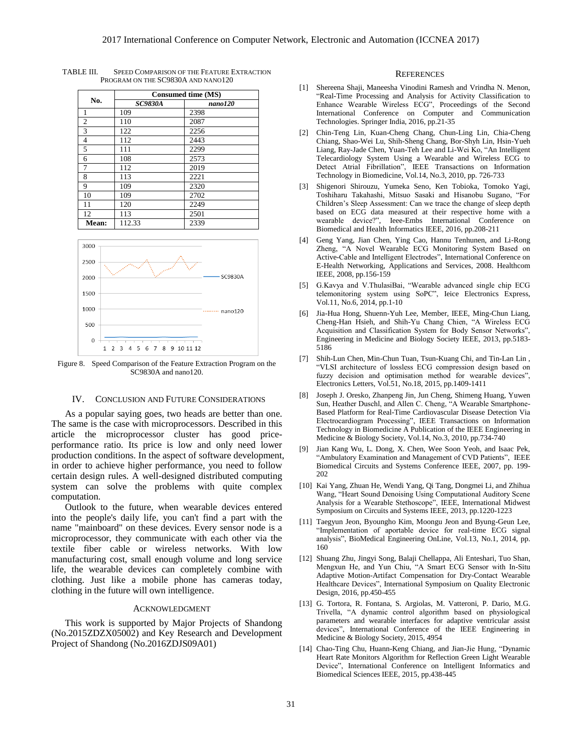TABLE III. SPEED COMPARISON OF THE FEATURE EXTRACTION PROGRAM ON THE SC9830A AND NANO120

| No. | Consumed time (MS) | |
|---|---|---|
| | ***SC9830A*** | ***nano120*** |
| 1 | 109 | 2398 |
| 2 | 110 | 2087 |
| 3 | 122 | 2256 |
| 4 | 112 | 2443 |
| 5 | 111 | 2299 |
| 6 | 108 | 2573 |
| 7 | 112 | 2019 |
| 8 | 113 | 2221 |
| 9 | 109 | 2320 |
| 10 | 109 | 2702 |
| 11 | 120 | 2249 |
| 12 | 113 | 2501 |
| **Mean:** | 112.33 | 2339 |

Figure 8. Speed Comparison of the Feature Extraction Program on the SC9830A and nano120.

## IV. CONCLUSION AND FUTURE CONSIDERATIONS

As a popular saying goes, two heads are better than one. The same is the case with microprocessors. Described in this article the microprocessor cluster has good price-performance ratio. Its price is low and only need lower production conditions. In the aspect of software development, in order to achieve higher performance, you need to follow certain design rules. A well-designed distributed computing system can solve the problems with quite complex computation.

Outlook to the future, when wearable devices entered into the people's daily life, you can't find a part with the name "mainboard" on these devices. Every sensor node is a microprocessor, they communicate with each other via the textile fiber cable or wireless networks. With low manufacturing cost, small enough volume and long service life, the wearable devices can completely combine with clothing. Just like a mobile phone has cameras today, clothing in the future will own intelligence.

## ACKNOWLEDGMENT

This work is supported by Major Projects of Shandong (No.2015ZDZX05002) and Key Research and Development Project of Shandong (No.2016ZDJS09A01)

## REFERENCES

[1] Shereena Shaji, Maneesha Vinodini Ramesh and Vrindha N. Menon, "Real-Time Processing and Analysis for Activity Classification to Enhance Wearable Wireless ECG", Proceedings of the Second International Conference on Computer and Communication Technologies. Springer India, 2016, pp.21-35

[2] Chin-Teng Lin, Kuan-Cheng Chang, Chun-Ling Lin, Chia-Cheng Chiang, Shao-Wei Lu, Shih-Sheng Chang, Bor-Shyh Lin, Hsin-Yueh Liang, Ray-Jade Chen, Yuan-Teh Lee and Li-Wei Ko, "An Intelligent Telecardiology System Using a Wearable and Wireless ECG to Detect Atrial Fibrillation", IEEE Transactions on Information Technology in Biomedicine, Vol.14, No.3, 2010, pp. 726-733

[3] Shigenori Shirouzu, Yumeka Seno, Ken Tobioka, Tomoko Yagi, Toshiharu Takahashi, Mitsuo Sasaki and Hisanobu Sugano, "For Children's Sleep Assessment: Can we trace the change of sleep depth based on ECG data measured at their respective home with a wearable device?", Ieee-Embs International Conference on Biomedical and Health Informatics IEEE, 2016, pp.208-211

[4] Geng Yang, Jian Chen, Ying Cao, Hannu Tenhunen, and Li-Rong Zheng, "A Novel Wearable ECG Monitoring System Based on Active-Cable and Intelligent Electrodes", International Conference on E-Health Networking, Applications and Services, 2008. Healthcom IEEE, 2008, pp.156-159

[5] G.Kavya and V.ThulasiBai, "Wearable advanced single chip ECG telemonitoring system using SoPC", Ieice Electronics Express, Vol.11, No.6, 2014, pp.1-10

[6] Jia-Hua Hong, Shuenn-Yuh Lee, Member, IEEE, Ming-Chun Liang, Cheng-Han Hsieh, and Shih-Yu Chang Chien, "A Wireless ECG Acquisition and Classification System for Body Sensor Networks", Engineering in Medicine and Biology Society IEEE, 2013, pp.5183-5186

[7] Shih-Lun Chen, Min-Chun Tuan, Tsun-Kuang Chi, and Tin-Lan Lin , "VLSI architecture of lossless ECG compression design based on fuzzy decision and optimisation method for wearable devices", Electronics Letters, Vol.51, No.18, 2015, pp.1409-1411

[8] Joseph J. Oresko, Zhanpeng Jin, Jun Cheng, Shimeng Huang, Yuwen Sun, Heather Duschl, and Allen C. Cheng, "A Wearable Smartphone-Based Platform for Real-Time Cardiovascular Disease Detection Via Electrocardiogram Processing", IEEE Transactions on Information Technology in Biomedicine A Publication of the IEEE Engineering in Medicine & Biology Society, Vol.14, No.3, 2010, pp.734-740

[9] Jian Kang Wu, L. Dong, X. Chen, Wee Soon Yeoh, and Isaac Pek, "Ambulatory Examination and Management of CVD Patients", IEEE Biomedical Circuits and Systems Conference IEEE, 2007, pp. 199-202

[10] Kai Yang, Zhuan He, Wendi Yang, Qi Tang, Dongmei Li, and Zhihua Wang, "Heart Sound Denoising Using Computational Auditory Scene Analysis for a Wearable Stethoscope", IEEE, International Midwest Symposium on Circuits and Systems IEEE, 2013, pp.1220-1223

[11] Taegyun Jeon, Byoungho Kim, Moongu Jeon and Byung-Geun Lee, "Implementation of aportable device for real-time ECG signal analysis", BioMedical Engineering OnLine, Vol.13, No.1, 2014, pp. 160

[12] Shuang Zhu, Jingyi Song, Balaji Chellappa, Ali Enteshari, Tuo Shan, Mengxun He, and Yun Chiu, "A Smart ECG Sensor with In-Situ Adaptive Motion-Artifact Compensation for Dry-Contact Wearable Healthcare Devices", International Symposium on Quality Electronic Design, 2016, pp.450-455

[13] G. Tortora, R. Fontana, S. Argiolas, M. Vatteroni, P. Dario, M.G. Trivella, "A dynamic control algorithm based on physiological parameters and wearable interfaces for adaptive ventricular assist devices", International Conference of the IEEE Engineering in Medicine & Biology Society, 2015, 4954

[14] Chao-Ting Chu, Huann-Keng Chiang, and Jian-Jie Hung, "Dynamic Heart Rate Monitors Algorithm for Reflection Green Light Wearable Device", International Conference on Intelligent Informatics and Biomedical Sciences IEEE, 2015, pp.438-445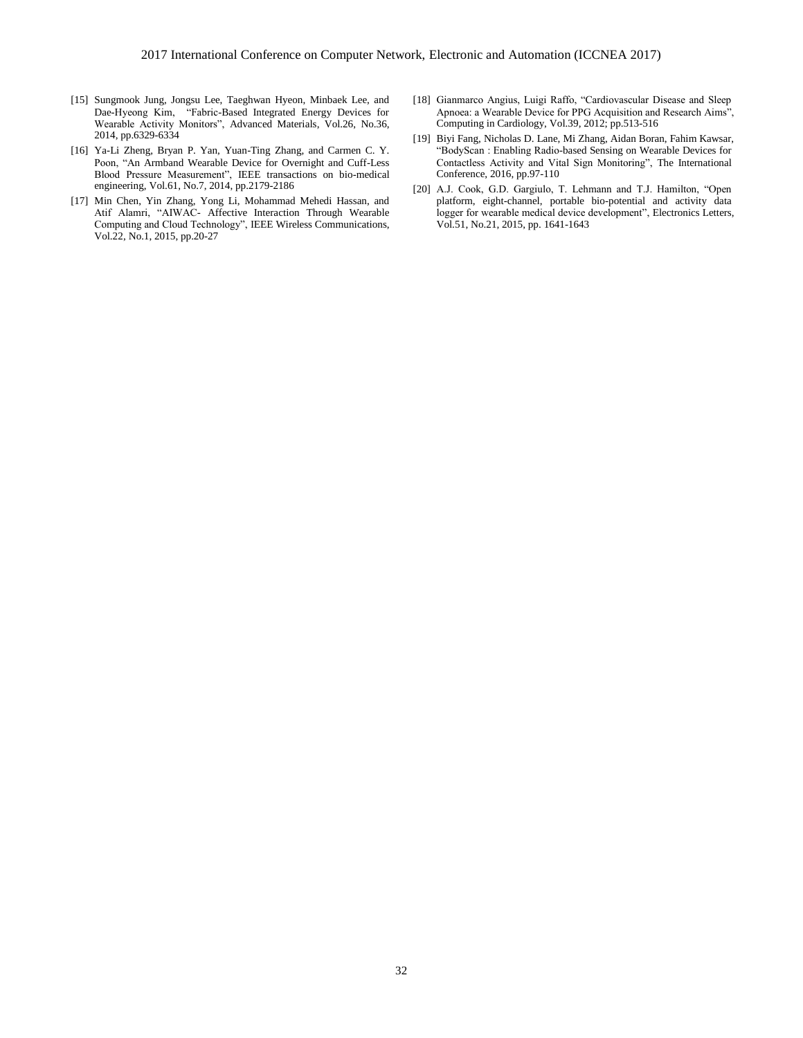[15] Sungmook Jung, Jongsu Lee, Taeghwan Hyeon, Minbaek Lee, and Dae-Hyeong Kim, "Fabric-Based Integrated Energy Devices for Wearable Activity Monitors", Advanced Materials, Vol.26, No.36, 2014, pp.6329-6334

[16] Ya-Li Zheng, Bryan P. Yan, Yuan-Ting Zhang, and Carmen C. Y. Poon, "An Armband Wearable Device for Overnight and Cuff-Less Blood Pressure Measurement", IEEE transactions on bio-medical engineering, Vol.61, No.7, 2014, pp.2179-2186

[17] Min Chen, Yin Zhang, Yong Li, Mohammad Mehedi Hassan, and Atif Alamri, "AIWAC- Affective Interaction Through Wearable Computing and Cloud Technology", IEEE Wireless Communications, Vol.22, No.1, 2015, pp.20-27

[18] Gianmarco Angius, Luigi Raffo, "Cardiovascular Disease and Sleep Apnoea: a Wearable Device for PPG Acquisition and Research Aims", Computing in Cardiology, Vol.39, 2012; pp.513-516

[19] Biyi Fang, Nicholas D. Lane, Mi Zhang, Aidan Boran, Fahim Kawsar, "BodyScan : Enabling Radio-based Sensing on Wearable Devices for Contactless Activity and Vital Sign Monitoring", The International Conference, 2016, pp.97-110

[20] A.J. Cook, G.D. Gargiulo, T. Lehmann and T.J. Hamilton, "Open platform, eight-channel, portable bio-potential and activity data logger for wearable medical device development", Electronics Letters, Vol.51, No.21, 2015, pp. 1641-1643